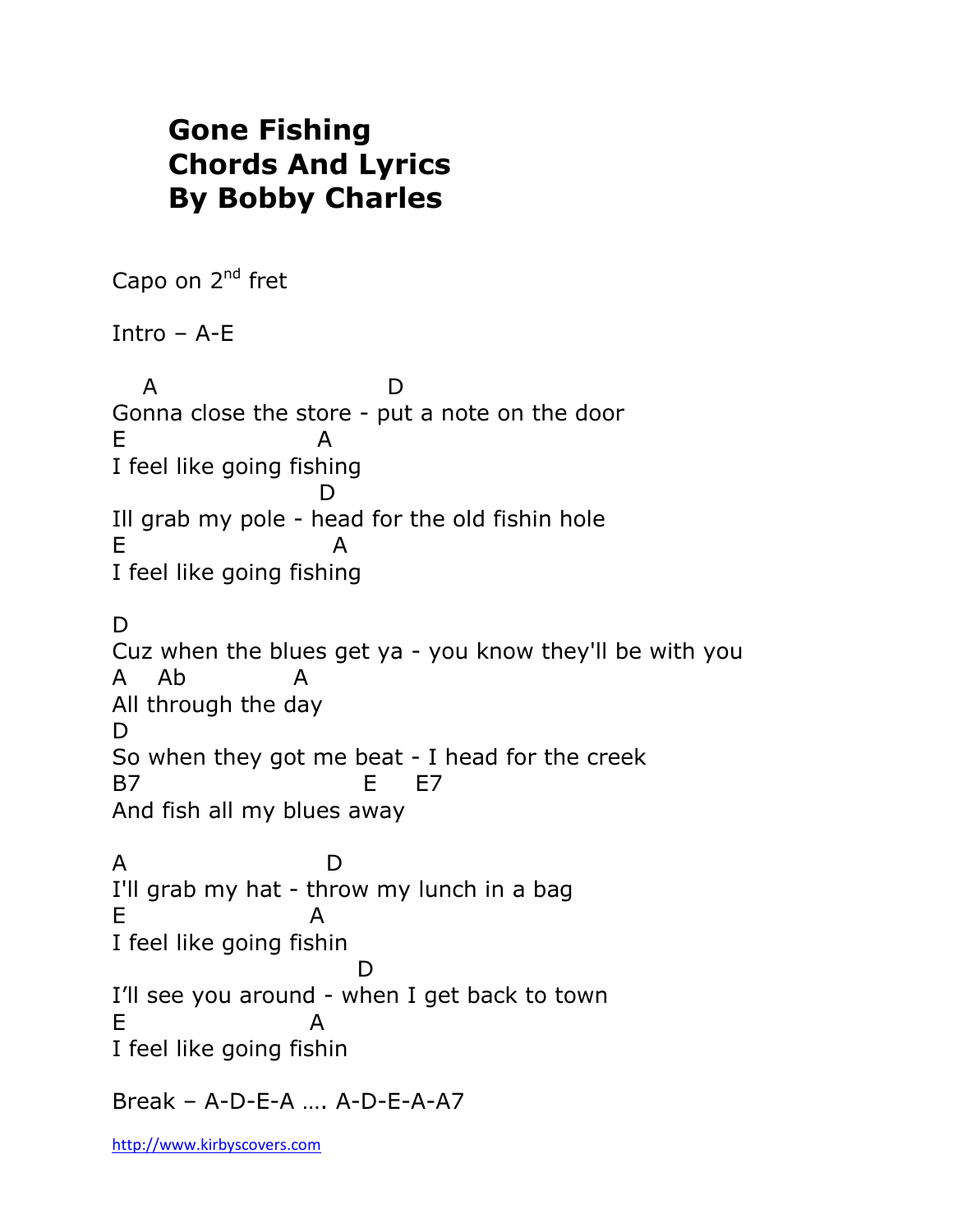# Gone Fishing
# Chords And Lyrics
# By Bobby Charles

Capo on 2nd fret

Intro – A-E

```
   A                         D
Gonna close the store - put a note on the door
E                   A
I feel like going fishing
                    D
Ill grab my pole - head for the old fishin hole
E                    A
I feel like going fishing

D
Cuz when the blues get ya - you know they'll be with you
A   Ab          A
All through the day
D
So when they got me beat - I head for the creek
B7                      E    E7
And fish all my blues away

A                  D
I'll grab my hat - throw my lunch in a bag
E                  A
I feel like going fishin
                       D
I'll see you around - when I get back to town
E                  A
I feel like going fishin
```

Break – A-D-E-A …. A-D-E-A-A7

http://www.kirbyscovers.com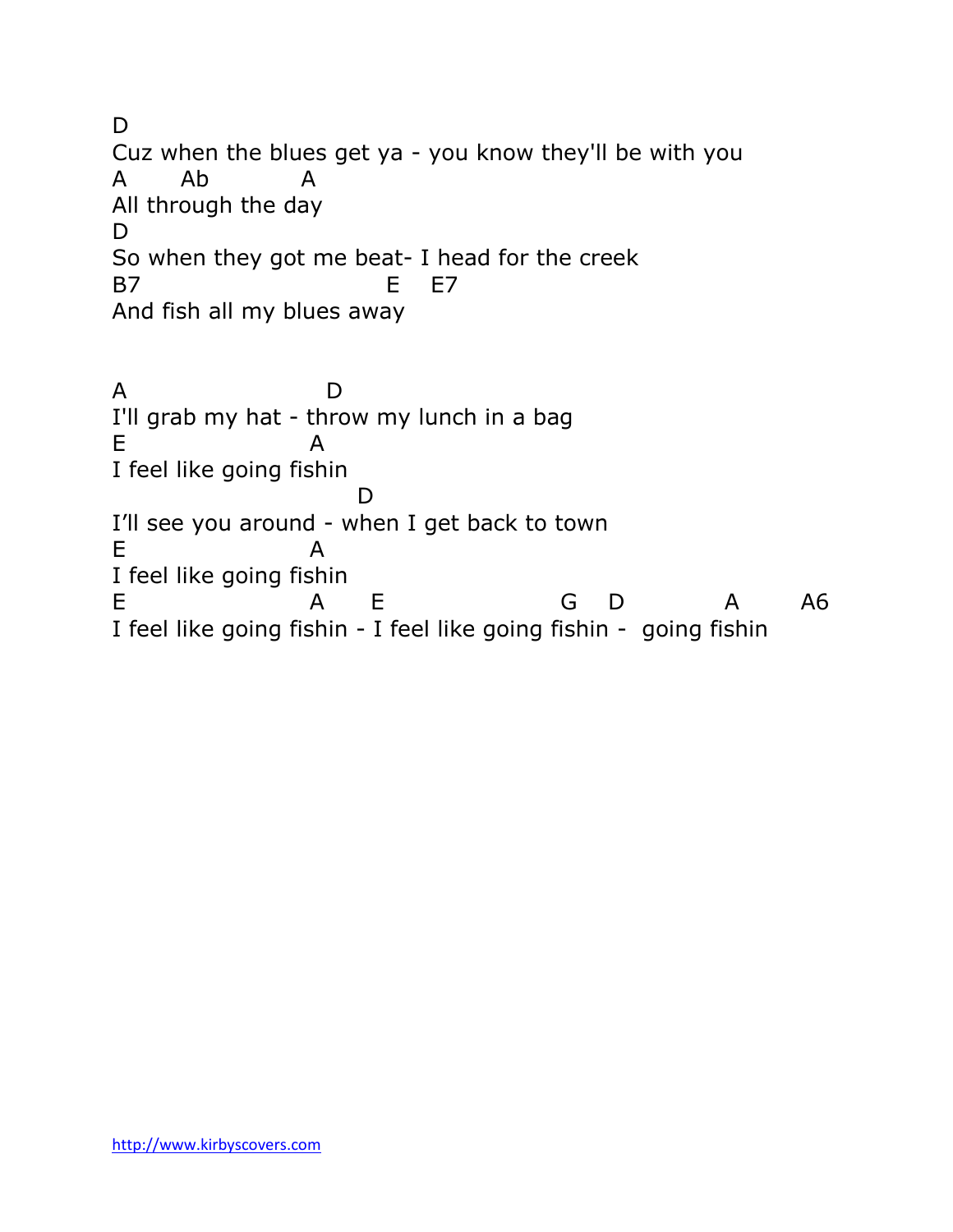```
D
Cuz when the blues get ya - you know they'll be with you
A       Ab           A
All through the day
D
So when they got me beat- I head for the creek
B7                           E    E7
And fish all my blues away


A                     D
I'll grab my hat - throw my lunch in a bag
E                   A
I feel like going fishin
                           D
I'll see you around - when I get back to town
E                   A
I feel like going fishin
E                   A     E                 G    D          A       A6
I feel like going fishin - I feel like going fishin -  going fishin
```

http://www.kirbyscovers.com